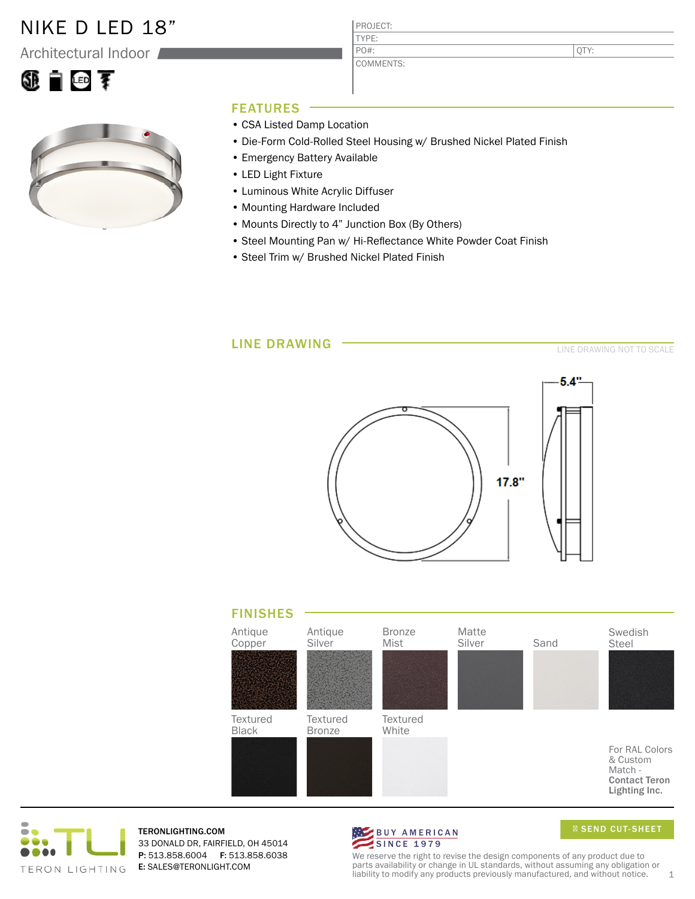# NIKE D LED 18"

## Architectural Indoor

| PROJECT: | |
|---|---|
| TYPE: | |
| PO#: | QTY: |
| COMMENTS: | |

## FEATURES

- CSA Listed Damp Location
- Die-Form Cold-Rolled Steel Housing w/ Brushed Nickel Plated Finish
- Emergency Battery Available
- LED Light Fixture
- Luminous White Acrylic Diffuser
- Mounting Hardware Included
- Mounts Directly to 4" Junction Box (By Others)
- Steel Mounting Pan w/ Hi-Reflectance White Powder Coat Finish
- Steel Trim w/ Brushed Nickel Plated Finish

## LINE DRAWING

LINE DRAWING NOT TO SCALE

5.4"

17.8"

## FINISHES

Antique Copper, Antique Silver, Bronze Mist, Matte Silver, Sand, Swedish Steel

Textured Black, Textured Bronze, Textured White

For RAL Colors & Custom Match - **Contact Teron Lighting Inc.**

TERON LIGHTING

**TERONLIGHTING.COM**
33 DONALD DR, FAIRFIELD, OH 45014
**P:** 513.858.6004 **F:** 513.858.6038
**E:** SALES@TERONLIGHT.COM

BUY AMERICAN SINCE 1979

SEND CUT-SHEET

We reserve the right to revise the design components of any product due to parts availability or change in UL standards, without assuming any obligation or liability to modify any products previously manufactured, and without notice.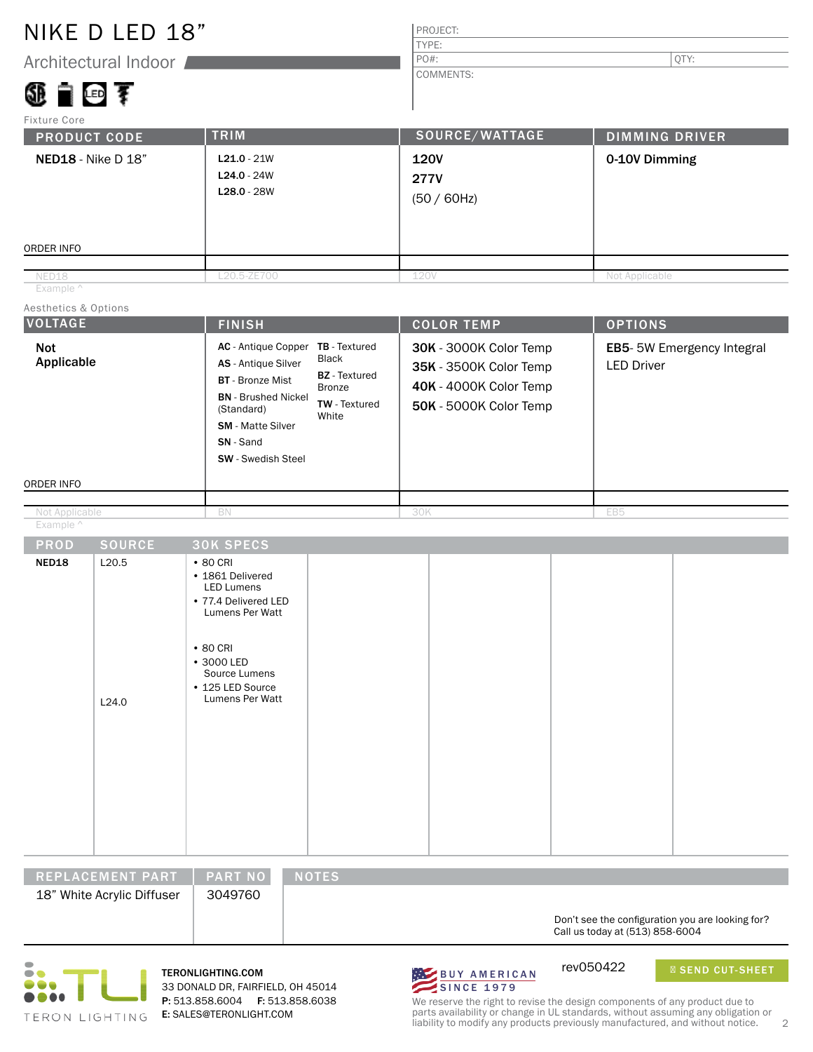# NIKE D LED 18"

## Architectural Indoor

| PROJECT: | |
|---|---|
| TYPE: | |
| PO#: | QTY: |
| COMMENTS: | |

Fixture Core

| PRODUCT CODE | TRIM | SOURCE/WATTAGE | DIMMING DRIVER |
|---|---|---|---|
| **NED18** - Nike D 18" | **L21.0** - 21W<br>**L24.0** - 24W<br>**L28.0** - 28W | **120V**<br>**277V**<br>(50 / 60Hz) | **0-10V Dimming** |
| ORDER INFO | | | |
| NED18 | L20.5-ZE700 | 120V | Not Applicable |

Example ^

Aesthetics & Options

| VOLTAGE | FINISH | COLOR TEMP | OPTIONS |
|---|---|---|---|
| **Not Applicable** | **AC** - Antique Copper<br>**AS** - Antique Silver<br>**BT** - Bronze Mist<br>**BN** - Brushed Nickel (Standard)<br>**SM** - Matte Silver<br>**SN** - Sand<br>**SW** - Swedish Steel<br>**TB** - Textured Black<br>**BZ** - Textured Bronze<br>**TW** - Textured White | **30K** - 3000K Color Temp<br>**35K** - 3500K Color Temp<br>**40K** - 4000K Color Temp<br>**50K** - 5000K Color Temp | **EB5**- 5W Emergency Integral LED Driver |
| ORDER INFO | | | |
| Not Applicable | BN | 30K | EB5 |

Example ^

| PROD | SOURCE | 30K SPECS | | | | |
|---|---|---|---|---|---|---|
| **NED18** | L20.5 | • 80 CRI<br>• 1861 Delivered LED Lumens<br>• 77.4 Delivered LED Lumens Per Watt | | | | |
| | L24.0 | • 80 CRI<br>• 3000 LED Source Lumens<br>• 125 LED Source Lumens Per Watt | | | | |

| REPLACEMENT PART | PART NO | NOTES |
|---|---|---|
| 18" White Acrylic Diffuser | 3049760 | Don't see the configuration you are looking for? Call us today at (513) 858-6004 |

TERON LIGHTING

**TERONLIGHTING.COM**
33 DONALD DR, FAIRFIELD, OH 45014
**P:** 513.858.6004 **F:** 513.858.6038
**E:** SALES@TERONLIGHT.COM

BUY AMERICAN SINCE 1979

rev050422

SEND CUT-SHEET

We reserve the right to revise the design components of any product due to parts availability or change in UL standards, without assuming any obligation or liability to modify any products previously manufactured, and without notice.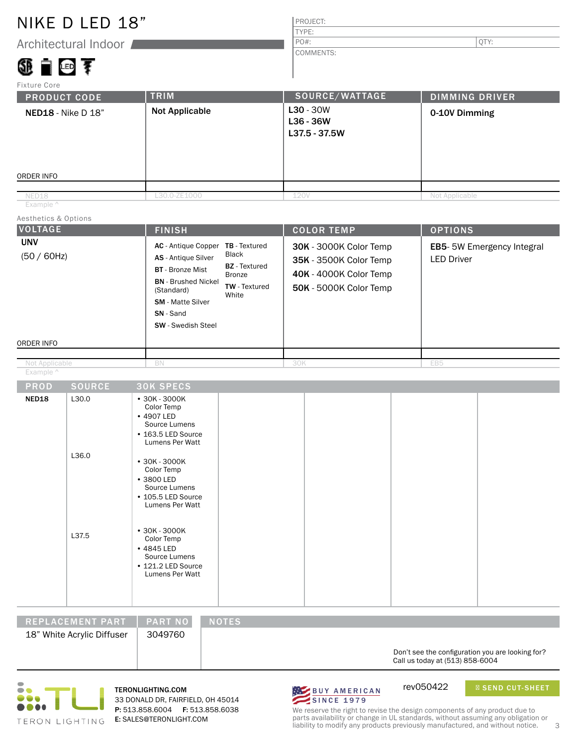# NIKE D LED 18"

## Architectural Indoor

| PROJECT: | |
|---|---|
| TYPE: | |
| PO#: | QTY: |
| COMMENTS: | |

Fixture Core

| PRODUCT CODE | TRIM | SOURCE/WATTAGE | DIMMING DRIVER |
|---|---|---|---|
| **NED18** - Nike D 18" | **Not Applicable** | **L30** - 30W<br>**L36 - 36W**<br>**L37.5 - 37.5W** | **0-10V Dimming** |
| ORDER INFO | | | |
| NED18<br>Example ^ | L30.0-ZE1000 | 120V | Not Applicable |

Aesthetics & Options

| VOLTAGE | FINISH | COLOR TEMP | OPTIONS |
|---|---|---|---|
| **UNV**<br>(50 / 60Hz) | **AC** - Antique Copper<br>**AS** - Antique Silver<br>**BT** - Bronze Mist<br>**BN** - Brushed Nickel (Standard)<br>**SM** - Matte Silver<br>**SN** - Sand<br>**SW** - Swedish Steel<br>**TB** - Textured Black<br>**BZ** - Textured Bronze<br>**TW** - Textured White | **30K** - 3000K Color Temp<br>**35K** - 3500K Color Temp<br>**40K** - 4000K Color Temp<br>**50K** - 5000K Color Temp | **EB5**- 5W Emergency Integral LED Driver |
| ORDER INFO | | | |
| Not Applicable<br>Example ^ | BN | 30K | EB5 |

| PROD | SOURCE | 30K SPECS |
|---|---|---|
| **NED18** | L30.0 | • 30K - 3000K Color Temp<br>• 4907 LED Source Lumens<br>• 163.5 LED Source Lumens Per Watt |
| | L36.0 | • 30K - 3000K Color Temp<br>• 3800 LED Source Lumens<br>• 105.5 LED Source Lumens Per Watt |
| | L37.5 | • 30K - 3000K Color Temp<br>• 4845 LED Source Lumens<br>• 121.2 LED Source Lumens Per Watt |

| REPLACEMENT PART | PART NO | NOTES |
|---|---|---|
| 18" White Acrylic Diffuser | 3049760 | |

Don't see the configuration you are looking for?
Call us today at (513) 858-6004

TERON LIGHTING

**TERONLIGHTING.COM**
33 DONALD DR, FAIRFIELD, OH 45014
**P:** 513.858.6004 **F:** 513.858.6038
**E:** SALES@TERONLIGHT.COM

BUY AMERICAN SINCE 1979

rev050422

SEND CUT-SHEET

We reserve the right to revise the design components of any product due to parts availability or change in UL standards, without assuming any obligation or liability to modify any products previously manufactured, and without notice.